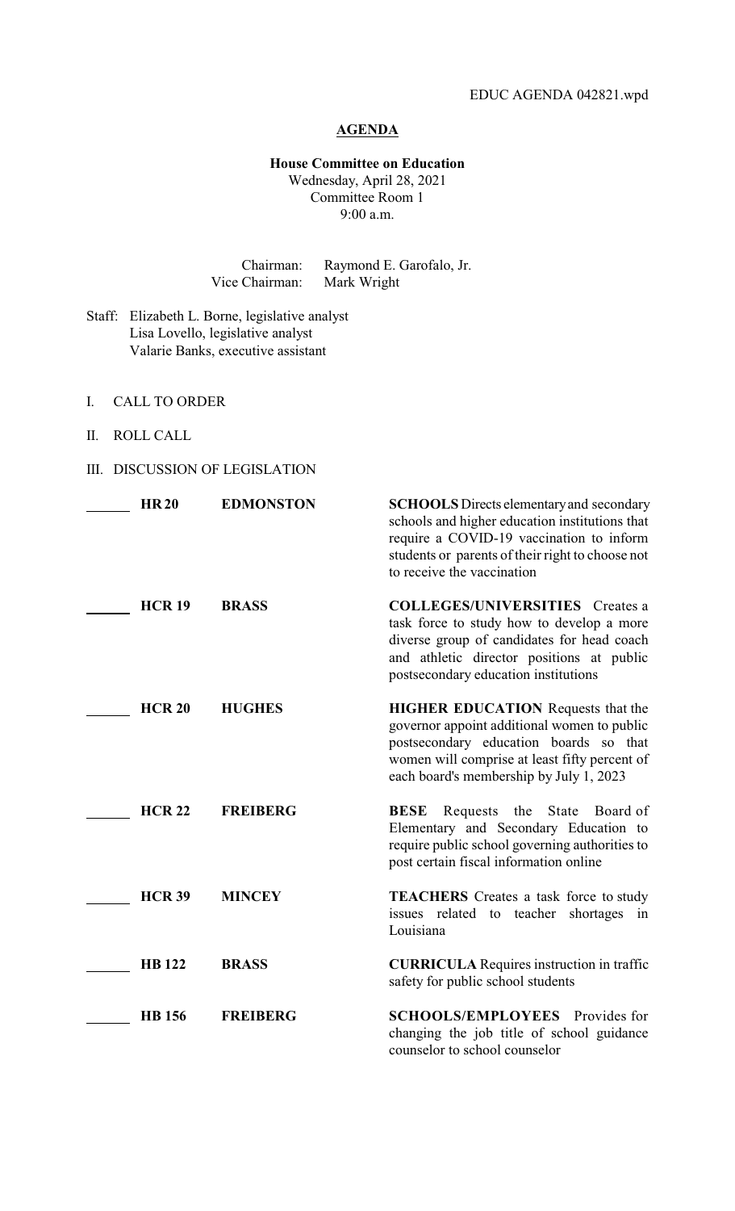EDUC AGENDA 042821.wpd

# AGENDA

**House Committee on Education**
Wednesday, April 28, 2021
Committee Room 1
9:00 a.m.

Chairman: Raymond E. Garofalo, Jr.
Vice Chairman: Mark Wright

Staff: Elizabeth L. Borne, legislative analyst
Lisa Lovello, legislative analyst
Valarie Banks, executive assistant

I. CALL TO ORDER

II. ROLL CALL

III. DISCUSSION OF LEGISLATION

| | Bill | Author | Description |
|---|---|---|---|
| ______ | **HR 20** | **EDMONSTON** | **SCHOOLS** Directs elementary and secondary schools and higher education institutions that require a COVID-19 vaccination to inform students or parents of their right to choose not to receive the vaccination |
| ______ | **HCR 19** | **BRASS** | **COLLEGES/UNIVERSITIES** Creates a task force to study how to develop a more diverse group of candidates for head coach and athletic director positions at public postsecondary education institutions |
| ______ | **HCR 20** | **HUGHES** | **HIGHER EDUCATION** Requests that the governor appoint additional women to public postsecondary education boards so that women will comprise at least fifty percent of each board's membership by July 1, 2023 |
| ______ | **HCR 22** | **FREIBERG** | **BESE** Requests the State Board of Elementary and Secondary Education to require public school governing authorities to post certain fiscal information online |
| ______ | **HCR 39** | **MINCEY** | **TEACHERS** Creates a task force to study issues related to teacher shortages in Louisiana |
| ______ | **HB 122** | **BRASS** | **CURRICULA** Requires instruction in traffic safety for public school students |
| ______ | **HB 156** | **FREIBERG** | **SCHOOLS/EMPLOYEES** Provides for changing the job title of school guidance counselor to school counselor |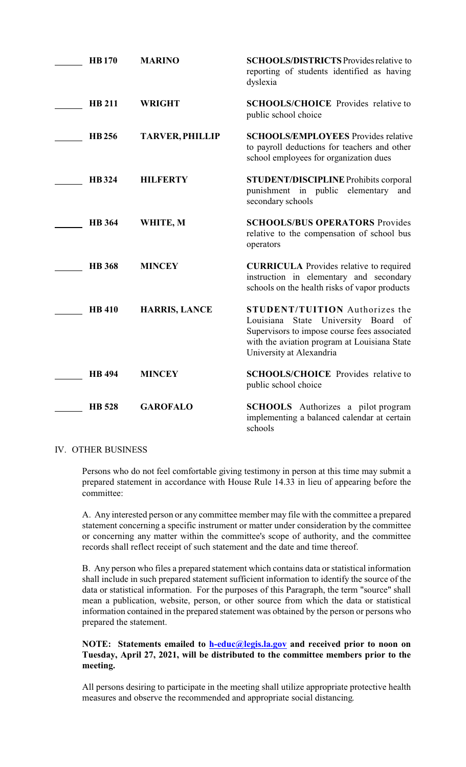| | | | |
|---|---|---|---|
| ______ | **HB 170** | **MARINO** | **SCHOOLS/DISTRICTS** Provides relative to reporting of students identified as having dyslexia |
| ______ | **HB 211** | **WRIGHT** | **SCHOOLS/CHOICE** Provides relative to public school choice |
| ______ | **HB 256** | **TARVER, PHILLIP** | **SCHOOLS/EMPLOYEES** Provides relative to payroll deductions for teachers and other school employees for organization dues |
| ______ | **HB 324** | **HILFERTY** | **STUDENT/DISCIPLINE** Prohibits corporal punishment in public elementary and secondary schools |
| ______ | **HB 364** | **WHITE, M** | **SCHOOLS/BUS OPERATORS** Provides relative to the compensation of school bus operators |
| ______ | **HB 368** | **MINCEY** | **CURRICULA** Provides relative to required instruction in elementary and secondary schools on the health risks of vapor products |
| ______ | **HB 410** | **HARRIS, LANCE** | **STUDENT/TUITION** Authorizes the Louisiana State University Board of Supervisors to impose course fees associated with the aviation program at Louisiana State University at Alexandria |
| ______ | **HB 494** | **MINCEY** | **SCHOOLS/CHOICE** Provides relative to public school choice |
| ______ | **HB 528** | **GAROFALO** | **SCHOOLS** Authorizes a pilot program implementing a balanced calendar at certain schools |

IV. OTHER BUSINESS

Persons who do not feel comfortable giving testimony in person at this time may submit a prepared statement in accordance with House Rule 14.33 in lieu of appearing before the committee:

A. Any interested person or any committee member may file with the committee a prepared statement concerning a specific instrument or matter under consideration by the committee or concerning any matter within the committee's scope of authority, and the committee records shall reflect receipt of such statement and the date and time thereof.

B. Any person who files a prepared statement which contains data or statistical information shall include in such prepared statement sufficient information to identify the source of the data or statistical information. For the purposes of this Paragraph, the term "source" shall mean a publication, website, person, or other source from which the data or statistical information contained in the prepared statement was obtained by the person or persons who prepared the statement.

**NOTE: Statements emailed to h-educ@legis.la.gov and received prior to noon on Tuesday, April 27, 2021, will be distributed to the committee members prior to the meeting.**

All persons desiring to participate in the meeting shall utilize appropriate protective health measures and observe the recommended and appropriate social distancing.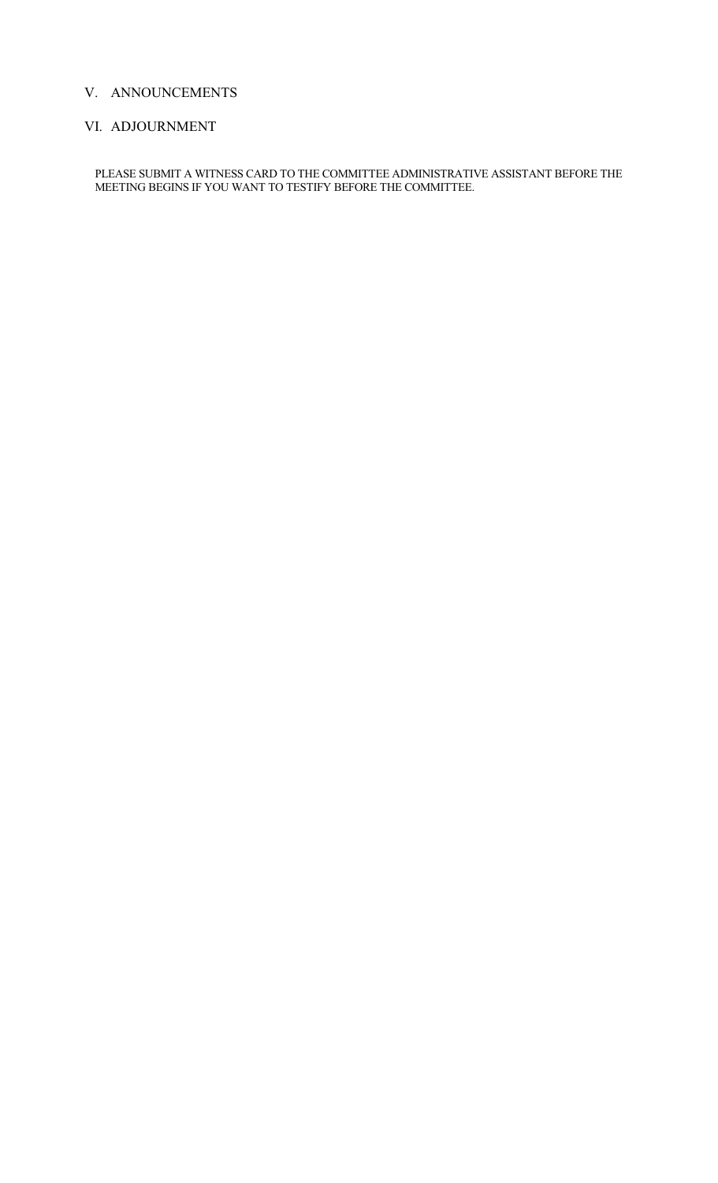## V. ANNOUNCEMENTS

## VI. ADJOURNMENT

PLEASE SUBMIT A WITNESS CARD TO THE COMMITTEE ADMINISTRATIVE ASSISTANT BEFORE THE MEETING BEGINS IF YOU WANT TO TESTIFY BEFORE THE COMMITTEE.